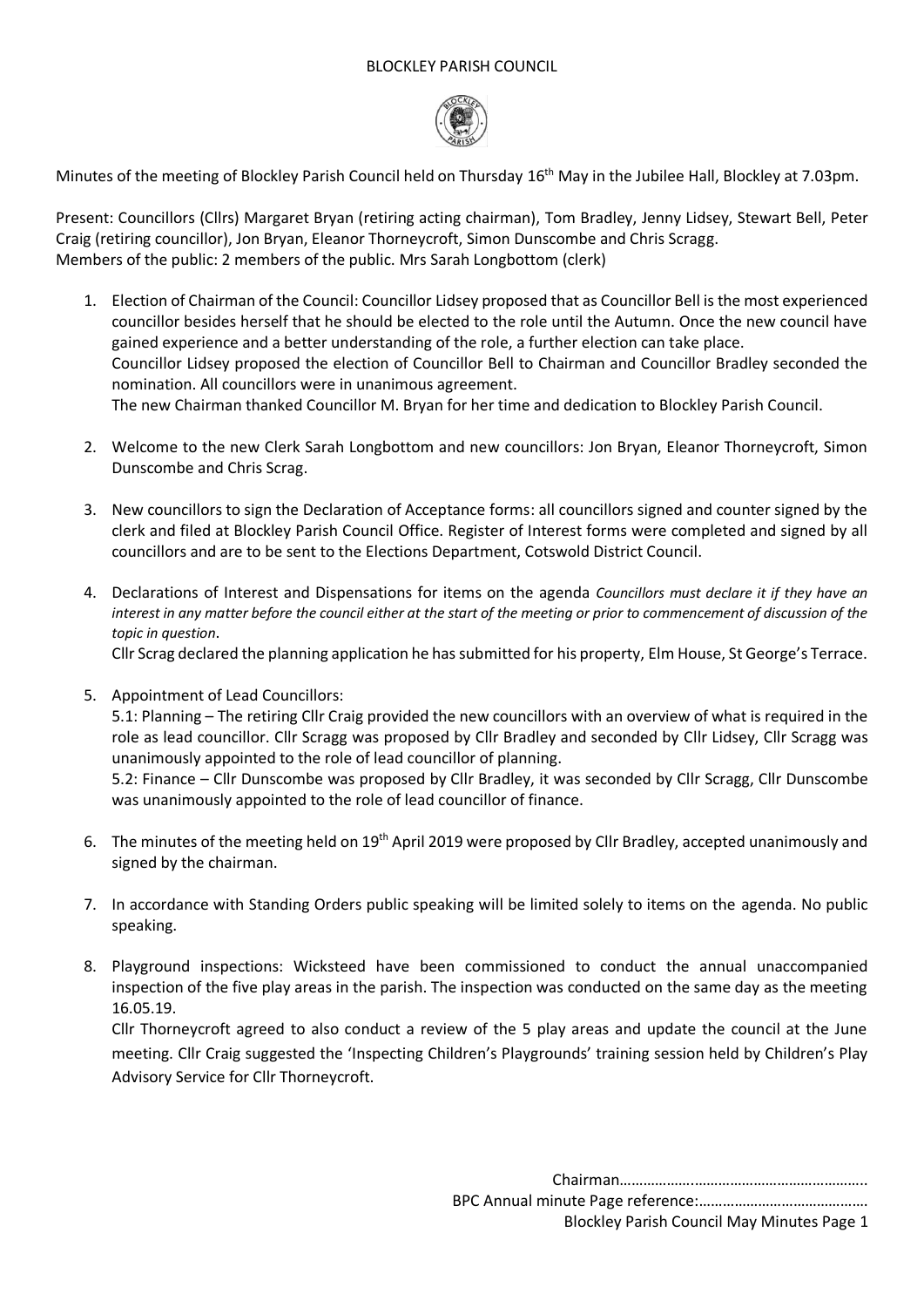# BLOCKLEY PARISH COUNCIL

Minutes of the meeting of Blockley Parish Council held on Thursday 16th May in the Jubilee Hall, Blockley at 7.03pm.

Present: Councillors (Cllrs) Margaret Bryan (retiring acting chairman), Tom Bradley, Jenny Lidsey, Stewart Bell, Peter Craig (retiring councillor), Jon Bryan, Eleanor Thorneycroft, Simon Dunscombe and Chris Scragg.
Members of the public: 2 members of the public. Mrs Sarah Longbottom (clerk)

1. Election of Chairman of the Council: Councillor Lidsey proposed that as Councillor Bell is the most experienced councillor besides herself that he should be elected to the role until the Autumn. Once the new council have gained experience and a better understanding of the role, a further election can take place.
   Councillor Lidsey proposed the election of Councillor Bell to Chairman and Councillor Bradley seconded the nomination. All councillors were in unanimous agreement.
   The new Chairman thanked Councillor M. Bryan for her time and dedication to Blockley Parish Council.

2. Welcome to the new Clerk Sarah Longbottom and new councillors: Jon Bryan, Eleanor Thorneycroft, Simon Dunscombe and Chris Scrag.

3. New councillors to sign the Declaration of Acceptance forms: all councillors signed and counter signed by the clerk and filed at Blockley Parish Council Office. Register of Interest forms were completed and signed by all councillors and are to be sent to the Elections Department, Cotswold District Council.

4. Declarations of Interest and Dispensations for items on the agenda *Councillors must declare it if they have an interest in any matter before the council either at the start of the meeting or prior to commencement of discussion of the topic in question*.
   Cllr Scrag declared the planning application he has submitted for his property, Elm House, St George's Terrace.

5. Appointment of Lead Councillors:
   5.1: Planning – The retiring Cllr Craig provided the new councillors with an overview of what is required in the role as lead councillor. Cllr Scragg was proposed by Cllr Bradley and seconded by Cllr Lidsey, Cllr Scragg was unanimously appointed to the role of lead councillor of planning.
   5.2: Finance – Cllr Dunscombe was proposed by Cllr Bradley, it was seconded by Cllr Scragg, Cllr Dunscombe was unanimously appointed to the role of lead councillor of finance.

6. The minutes of the meeting held on 19th April 2019 were proposed by Cllr Bradley, accepted unanimously and signed by the chairman.

7. In accordance with Standing Orders public speaking will be limited solely to items on the agenda. No public speaking.

8. Playground inspections: Wicksteed have been commissioned to conduct the annual unaccompanied inspection of the five play areas in the parish. The inspection was conducted on the same day as the meeting 16.05.19.
   Cllr Thorneycroft agreed to also conduct a review of the 5 play areas and update the council at the June meeting. Cllr Craig suggested the 'Inspecting Children's Playgrounds' training session held by Children's Play Advisory Service for Cllr Thorneycroft.

Chairman…………….…………………………………..

BPC Annual minute Page reference:……………………………………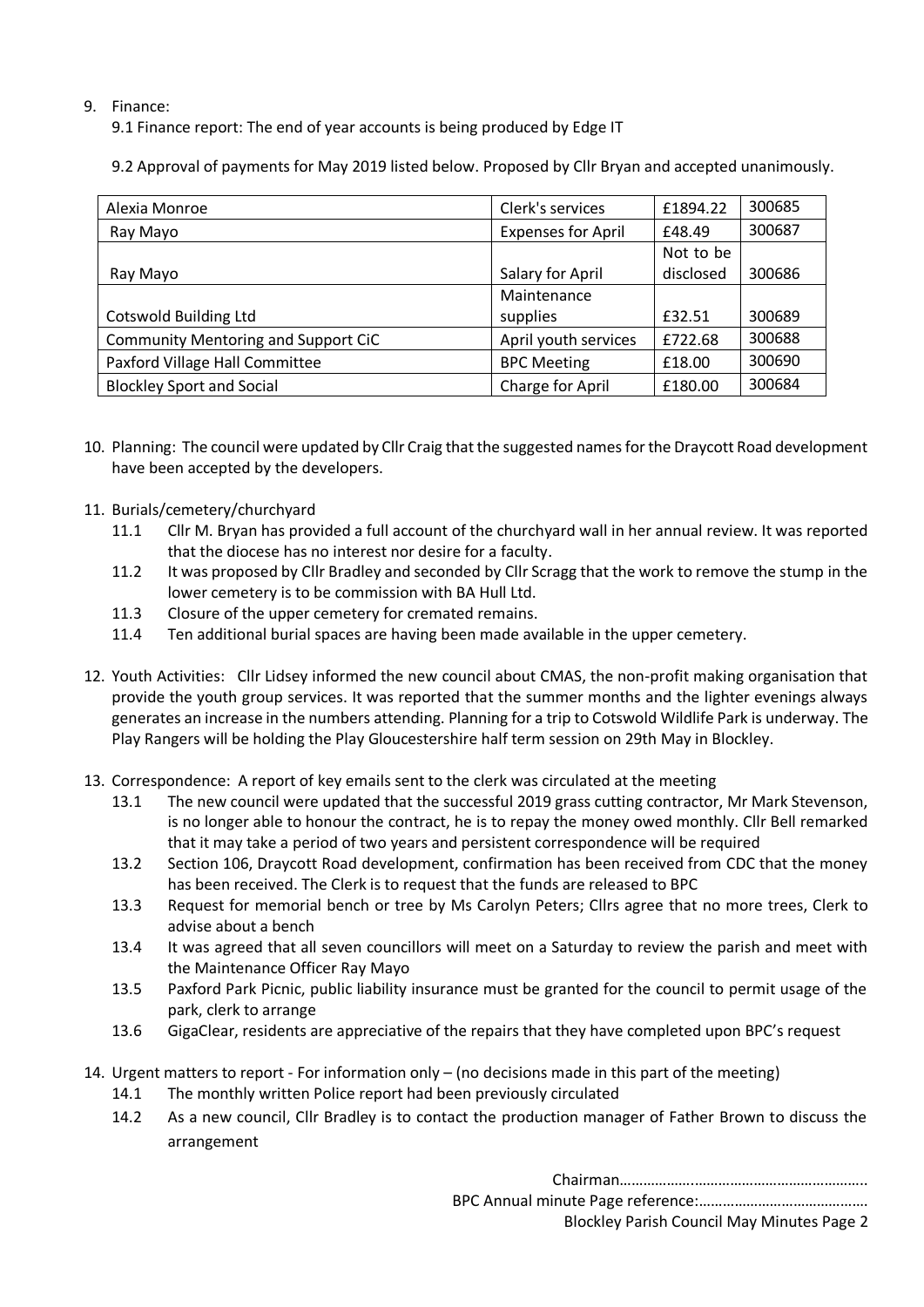9. Finance:

   9.1 Finance report: The end of year accounts is being produced by Edge IT

   9.2 Approval of payments for May 2019 listed below. Proposed by Cllr Bryan and accepted unanimously.

| Alexia Monroe | Clerk's services | £1894.22 | 300685 |
|---|---|---|---|
| Ray Mayo | Expenses for April | £48.49 | 300687 |
| Ray Mayo | Salary for April | Not to be disclosed | 300686 |
| Cotswold Building Ltd | Maintenance supplies | £32.51 | 300689 |
| Community Mentoring and Support CiC | April youth services | £722.68 | 300688 |
| Paxford Village Hall Committee | BPC Meeting | £18.00 | 300690 |
| Blockley Sport and Social | Charge for April | £180.00 | 300684 |

10. Planning: The council were updated by Cllr Craig that the suggested names for the Draycott Road development have been accepted by the developers.

11. Burials/cemetery/churchyard
    - 11.1 Cllr M. Bryan has provided a full account of the churchyard wall in her annual review. It was reported that the diocese has no interest nor desire for a faculty.
    - 11.2 It was proposed by Cllr Bradley and seconded by Cllr Scragg that the work to remove the stump in the lower cemetery is to be commission with BA Hull Ltd.
    - 11.3 Closure of the upper cemetery for cremated remains.
    - 11.4 Ten additional burial spaces are having been made available in the upper cemetery.

12. Youth Activities: Cllr Lidsey informed the new council about CMAS, the non-profit making organisation that provide the youth group services. It was reported that the summer months and the lighter evenings always generates an increase in the numbers attending. Planning for a trip to Cotswold Wildlife Park is underway. The Play Rangers will be holding the Play Gloucestershire half term session on 29th May in Blockley.

13. Correspondence: A report of key emails sent to the clerk was circulated at the meeting
    - 13.1 The new council were updated that the successful 2019 grass cutting contractor, Mr Mark Stevenson, is no longer able to honour the contract, he is to repay the money owed monthly. Cllr Bell remarked that it may take a period of two years and persistent correspondence will be required
    - 13.2 Section 106, Draycott Road development, confirmation has been received from CDC that the money has been received. The Clerk is to request that the funds are released to BPC
    - 13.3 Request for memorial bench or tree by Ms Carolyn Peters; Cllrs agree that no more trees, Clerk to advise about a bench
    - 13.4 It was agreed that all seven councillors will meet on a Saturday to review the parish and meet with the Maintenance Officer Ray Mayo
    - 13.5 Paxford Park Picnic, public liability insurance must be granted for the council to permit usage of the park, clerk to arrange
    - 13.6 GigaClear, residents are appreciative of the repairs that they have completed upon BPC's request

14. Urgent matters to report - For information only – (no decisions made in this part of the meeting)
    - 14.1 The monthly written Police report had been previously circulated
    - 14.2 As a new council, Cllr Bradley is to contact the production manager of Father Brown to discuss the arrangement

Chairman…………….……………………………………..

BPC Annual minute Page reference:……………………………………

Blockley Parish Council May Minutes Page 2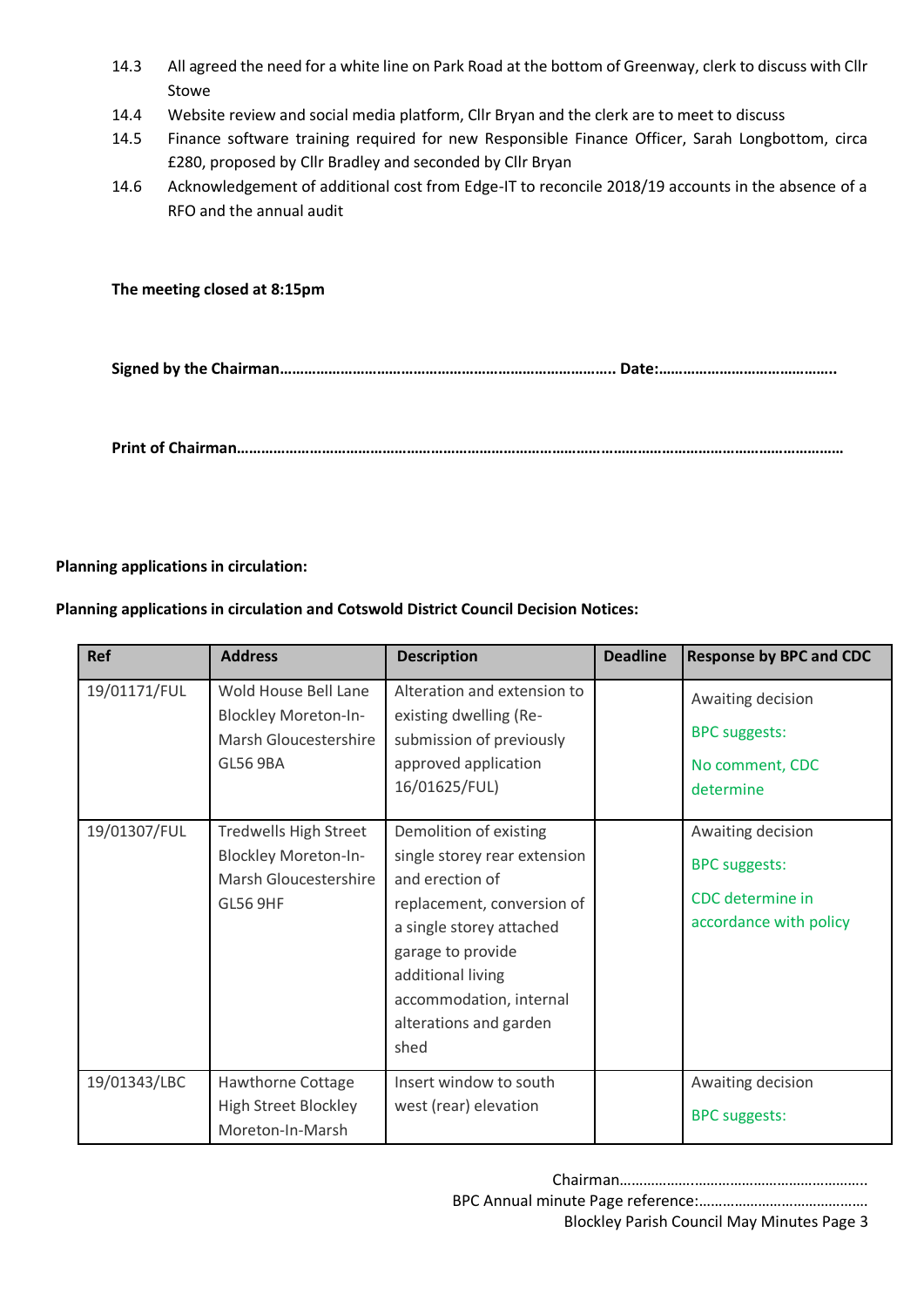14.3 All agreed the need for a white line on Park Road at the bottom of Greenway, clerk to discuss with Cllr Stowe

14.4 Website review and social media platform, Cllr Bryan and the clerk are to meet to discuss

14.5 Finance software training required for new Responsible Finance Officer, Sarah Longbottom, circa £280, proposed by Cllr Bradley and seconded by Cllr Bryan

14.6 Acknowledgement of additional cost from Edge-IT to reconcile 2018/19 accounts in the absence of a RFO and the annual audit

**The meeting closed at 8:15pm**

**Signed by the Chairman………………………………………………………………………. Date:……………………………………..**

**Print of Chairman……………………………………………………………………………………………………………………………**

**Planning applications in circulation:**

**Planning applications in circulation and Cotswold District Council Decision Notices:**

| Ref | Address | Description | Deadline | Response by BPC and CDC |
|---|---|---|---|---|
| 19/01171/FUL | Wold House Bell Lane Blockley Moreton-In-Marsh Gloucestershire GL56 9BA | Alteration and extension to existing dwelling (Re-submission of previously approved application 16/01625/FUL) | | Awaiting decision<br>BPC suggests:<br>No comment, CDC determine |
| 19/01307/FUL | Tredwells High Street Blockley Moreton-In-Marsh Gloucestershire GL56 9HF | Demolition of existing single storey rear extension and erection of replacement, conversion of a single storey attached garage to provide additional living accommodation, internal alterations and garden shed | | Awaiting decision<br>BPC suggests:<br>CDC determine in accordance with policy |
| 19/01343/LBC | Hawthorne Cottage High Street Blockley Moreton-In-Marsh | Insert window to south west (rear) elevation | | Awaiting decision<br>BPC suggests: |

Chairman……………………………………………………….

BPC Annual minute Page reference:……………………………………

Blockley Parish Council May Minutes Page 3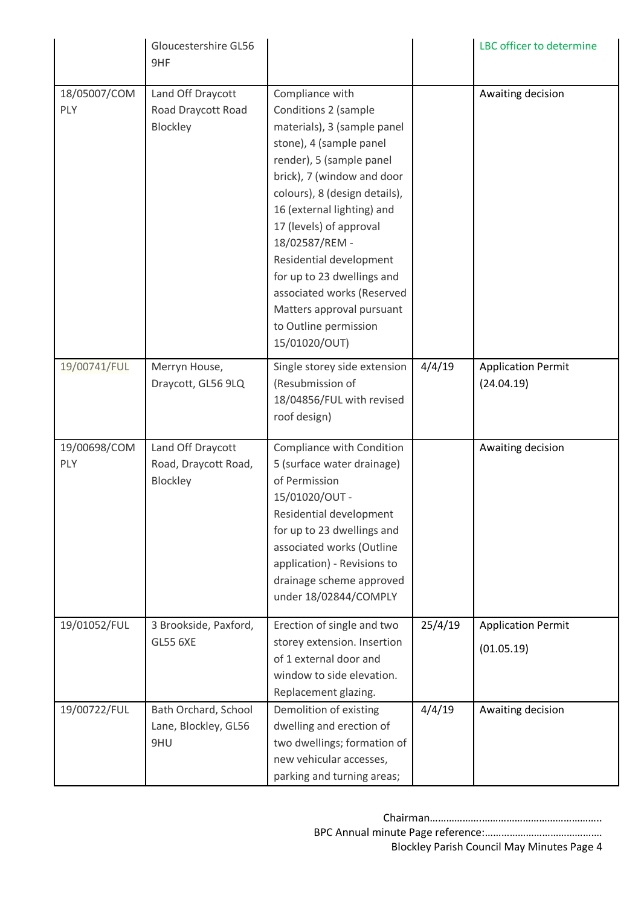| | | | | |
|---|---|---|---|---|
| | Gloucestershire GL56 9HF | | | LBC officer to determine |
| 18/05007/COMPLY | Land Off Draycott Road Draycott Road Blockley | Compliance with Conditions 2 (sample materials), 3 (sample panel stone), 4 (sample panel render), 5 (sample panel brick), 7 (window and door colours), 8 (design details), 16 (external lighting) and 17 (levels) of approval 18/02587/REM - Residential development for up to 23 dwellings and associated works (Reserved Matters approval pursuant to Outline permission 15/01020/OUT) | | Awaiting decision |
| 19/00741/FUL | Merryn House, Draycott, GL56 9LQ | Single storey side extension (Resubmission of 18/04856/FUL with revised roof design) | 4/4/19 | Application Permit (24.04.19) |
| 19/00698/COMPLY | Land Off Draycott Road, Draycott Road, Blockley | Compliance with Condition 5 (surface water drainage) of Permission 15/01020/OUT - Residential development for up to 23 dwellings and associated works (Outline application) - Revisions to drainage scheme approved under 18/02844/COMPLY | | Awaiting decision |
| 19/01052/FUL | 3 Brookside, Paxford, GL55 6XE | Erection of single and two storey extension. Insertion of 1 external door and window to side elevation. Replacement glazing. | 25/4/19 | Application Permit (01.05.19) |
| 19/00722/FUL | Bath Orchard, School Lane, Blockley, GL56 9HU | Demolition of existing dwelling and erection of two dwellings; formation of new vehicular accesses, parking and turning areas; | 4/4/19 | Awaiting decision |

Chairman…………………………………………………………..
BPC Annual minute Page reference:……………………………………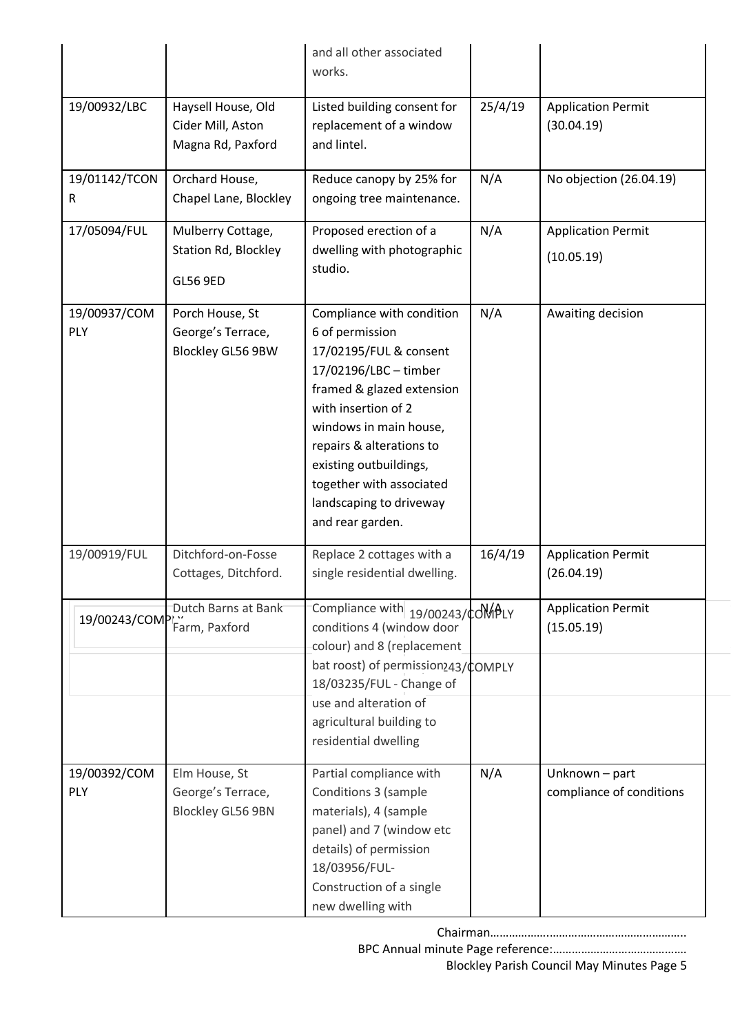| | | and all other associated works. | | |
|---|---|---|---|---|
| 19/00932/LBC | Haysell House, Old Cider Mill, Aston Magna Rd, Paxford | Listed building consent for replacement of a window and lintel. | 25/4/19 | Application Permit (30.04.19) |
| 19/01142/TCONR | Orchard House, Chapel Lane, Blockley | Reduce canopy by 25% for ongoing tree maintenance. | N/A | No objection (26.04.19) |
| 17/05094/FUL | Mulberry Cottage, Station Rd, Blockley GL56 9ED | Proposed erection of a dwelling with photographic studio. | N/A | Application Permit (10.05.19) |
| 19/00937/COMPLY | Porch House, St George's Terrace, Blockley GL56 9BW | Compliance with condition 6 of permission 17/02195/FUL & consent 17/02196/LBC – timber framed & glazed extension with insertion of 2 windows in main house, repairs & alterations to existing outbuildings, together with associated landscaping to driveway and rear garden. | N/A | Awaiting decision |
| 19/00919/FUL | Ditchford-on-Fosse Cottages, Ditchford. | Replace 2 cottages with a single residential dwelling. | 16/4/19 | Application Permit (26.04.19) |
| 19/00243/COMPLY | Dutch Barns at Bank Farm, Paxford | Compliance with conditions 4 (window door colour) and 8 (replacement bat roost) of permission 18/03235/FUL - Change of use and alteration of agricultural building to residential dwelling | N/A | Application Permit (15.05.19) |
| 19/00392/COMPLY | Elm House, St George's Terrace, Blockley GL56 9BN | Partial compliance with Conditions 3 (sample materials), 4 (sample panel) and 7 (window etc details) of permission 18/03956/FUL-Construction of a single new dwelling with | N/A | Unknown – part compliance of conditions |

Chairman……………………………………………………..

BPC Annual minute Page reference:……………………………………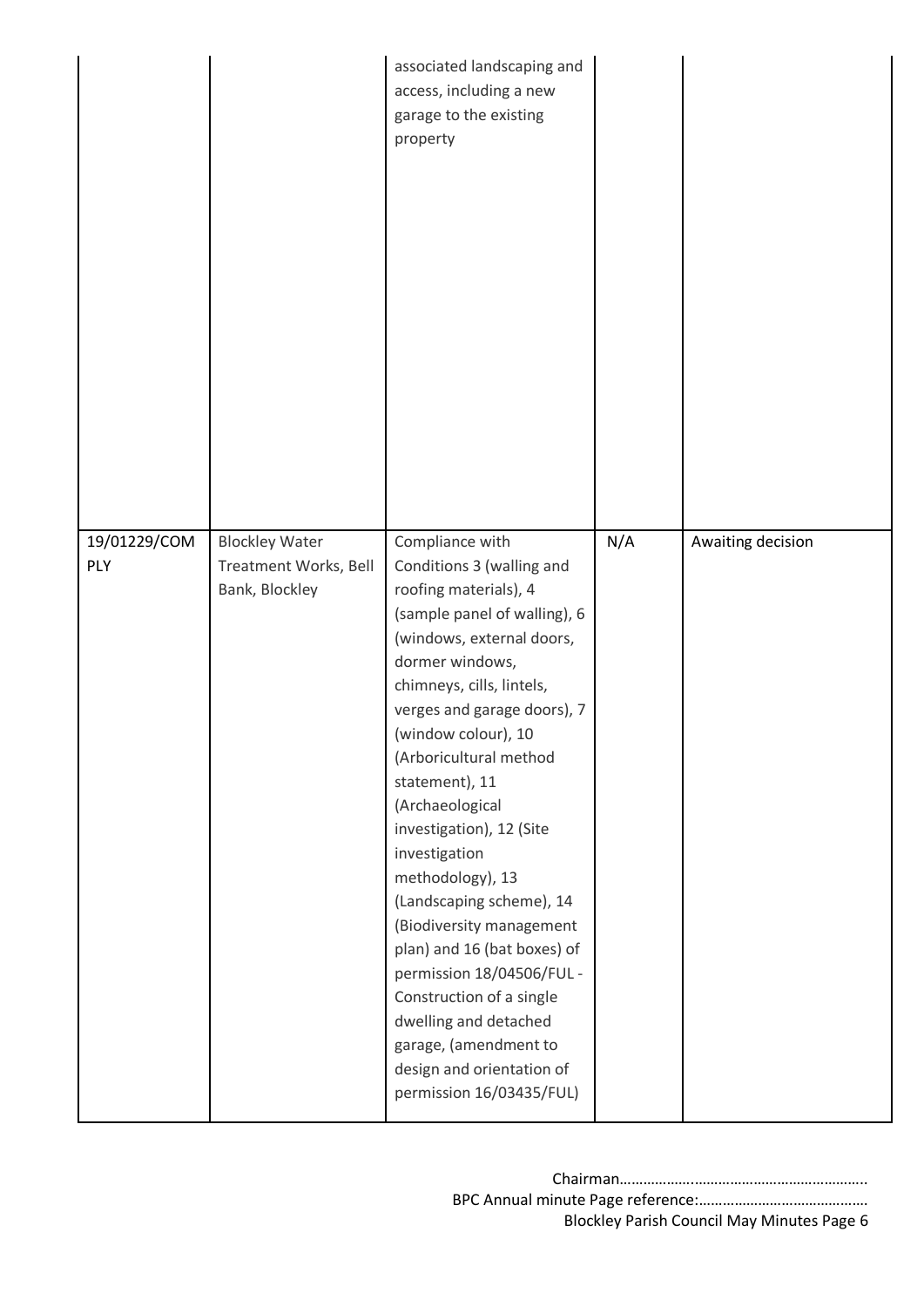| | | associated landscaping and access, including a new garage to the existing property | | |
|---|---|---|---|---|
| 19/01229/COMPLY | Blockley Water Treatment Works, Bell Bank, Blockley | Compliance with Conditions 3 (walling and roofing materials), 4 (sample panel of walling), 6 (windows, external doors, dormer windows, chimneys, cills, lintels, verges and garage doors), 7 (window colour), 10 (Arboricultural method statement), 11 (Archaeological investigation), 12 (Site investigation methodology), 13 (Landscaping scheme), 14 (Biodiversity management plan) and 16 (bat boxes) of permission 18/04506/FUL - Construction of a single dwelling and detached garage, (amendment to design and orientation of permission 16/03435/FUL) | N/A | Awaiting decision |

Chairman…………………………………………………………..
BPC Annual minute Page reference:……………………………………
Blockley Parish Council May Minutes Page 6